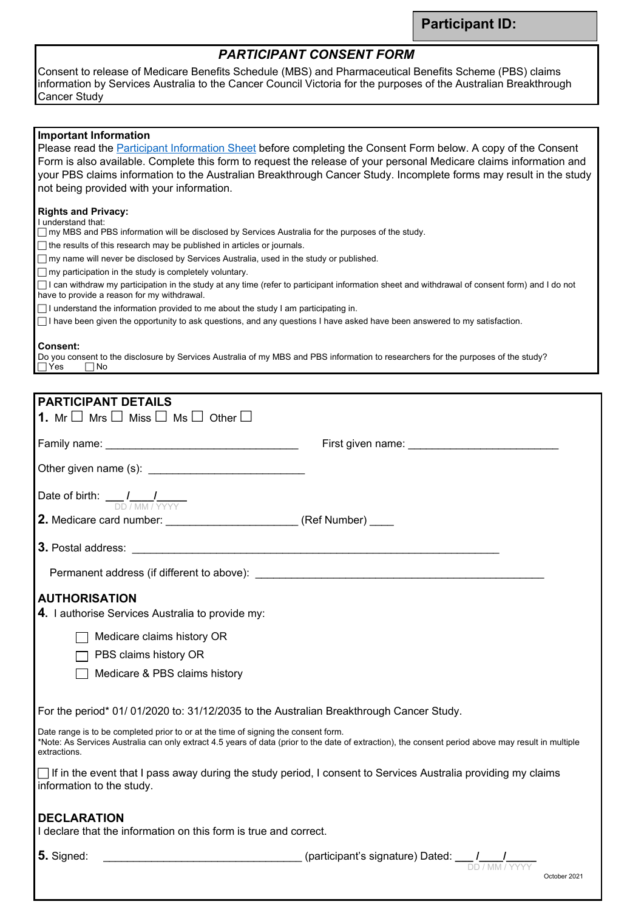**Participant ID:**

# *PARTICIPANT CONSENT FORM*

Consent to release of Medicare Benefits Schedule (MBS) and Pharmaceutical Benefits Scheme (PBS) claims information by Services Australia to the Cancer Council Victoria for the purposes of the Australian Breakthrough Cancer Study

**Important Information**

Please read the Participant Information Sheet before completing the Consent Form below. A copy of the Consent Form is also available. Complete this form to request the release of your personal Medicare claims information and your PBS claims information to the Australian Breakthrough Cancer Study. Incomplete forms may result in the study not being provided with your information.

**Rights and Privacy:**

I understand that:

- ☐ my MBS and PBS information will be disclosed by Services Australia for the purposes of the study.
- ☐ the results of this research may be published in articles or journals.
- ☐ my name will never be disclosed by Services Australia, used in the study or published.
- ☐ my participation in the study is completely voluntary.
- ☐ I can withdraw my participation in the study at any time (refer to participant information sheet and withdrawal of consent form) and I do not have to provide a reason for my withdrawal.
- ☐ I understand the information provided to me about the study I am participating in.
- ☐ I have been given the opportunity to ask questions, and any questions I have asked have been answered to my satisfaction.

**Consent:**

Do you consent to the disclosure by Services Australia of my MBS and PBS information to researchers for the purposes of the study?

☐ Yes ☐ No

## PARTICIPANT DETAILS

**1.** Mr ☐ Mrs ☐ Miss ☐ Ms ☐ Other ☐

Family name: ______________________________ First given name: ______________________

Other given name (s): ________________________

Date of birth: ___/___/_____
DD / MM / YYYY

**2.** Medicare card number: ____________________ (Ref Number) ____

**3.** Postal address: ____________________________________________________________

Permanent address (if different to above): _____________________________________________

## AUTHORISATION

**4.** I authorise Services Australia to provide my:

- ☐ Medicare claims history OR
- ☐ PBS claims history OR
- ☐ Medicare & PBS claims history

For the period* 01/ 01/2020 to: 31/12/2035 to the Australian Breakthrough Cancer Study.

Date range is to be completed prior to or at the time of signing the consent form.
*Note: As Services Australia can only extract 4.5 years of data (prior to the date of extraction), the consent period above may result in multiple extractions.

☐ If in the event that I pass away during the study period, I consent to Services Australia providing my claims information to the study.

## DECLARATION

I declare that the information on this form is true and correct.

**5.** Signed: ______________________________ (participant's signature) Dated: ___/___/_____
DD / MM / YYYY

October 2021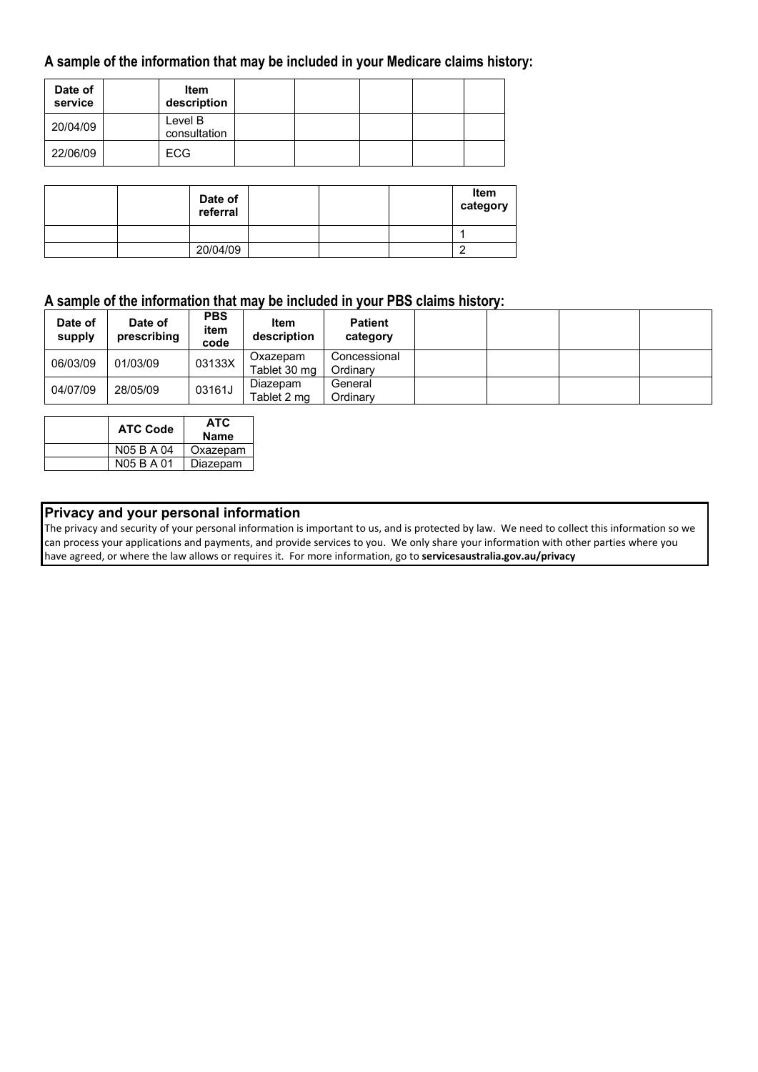### A sample of the information that may be included in your Medicare claims history:

| Date of service | | Item description | | | | |
|---|---|---|---|---|---|---|
| 20/04/09 | | Level B consultation | | | | |
| 22/06/09 | | ECG | | | | |

| | | Date of referral | | | | Item category |
|---|---|---|---|---|---|---|
| | | | | | | 1 |
| | | 20/04/09 | | | | 2 |

### A sample of the information that may be included in your PBS claims history:

| Date of supply | Date of prescribing | PBS item code | Item description | Patient category | | | | |
|---|---|---|---|---|---|---|---|---|
| 06/03/09 | 01/03/09 | 03133X | Oxazepam Tablet 30 mg | Concessional Ordinary | | | | |
| 04/07/09 | 28/05/09 | 03161J | Diazepam Tablet 2 mg | General Ordinary | | | | |

| | ATC Code | ATC Name |
|---|---|---|
| | N05 B A 04 | Oxazepam |
| | N05 B A 01 | Diazepam |

**Privacy and your personal information**

The privacy and security of your personal information is important to us, and is protected by law. We need to collect this information so we can process your applications and payments, and provide services to you. We only share your information with other parties where you have agreed, or where the law allows or requires it. For more information, go to **servicesaustralia.gov.au/privacy**